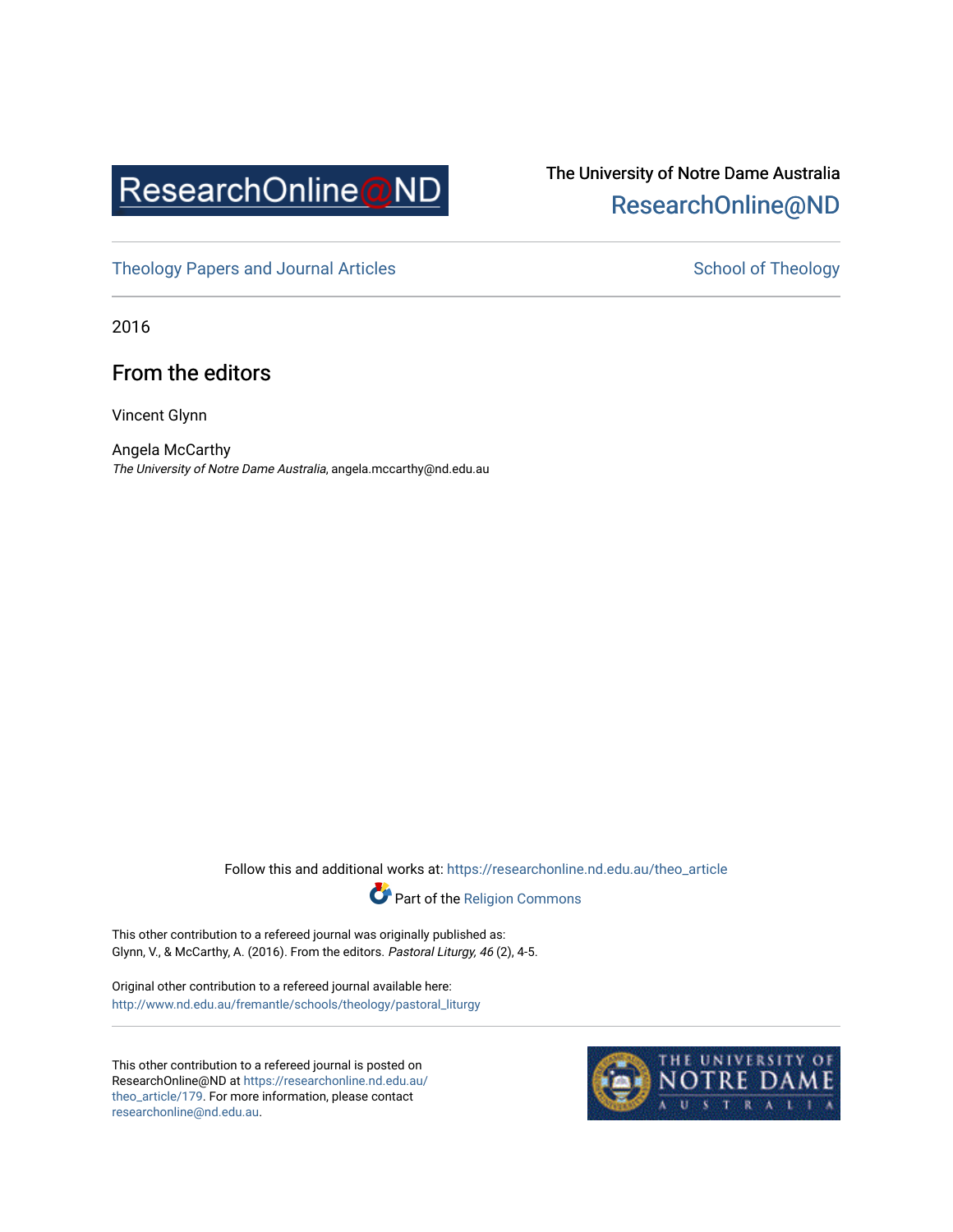The University of Notre Dame Australia
ResearchOnline@ND

Theology Papers and Journal Articles

School of Theology

2016

# From the editors

Vincent Glynn

Angela McCarthy
*The University of Notre Dame Australia*, angela.mccarthy@nd.edu.au

Follow this and additional works at: https://researchonline.nd.edu.au/theo_article

Part of the Religion Commons

This other contribution to a refereed journal was originally published as:
Glynn, V., & McCarthy, A. (2016). From the editors. *Pastoral Liturgy, 46* (2), 4-5.

Original other contribution to a refereed journal available here:
http://www.nd.edu.au/fremantle/schools/theology/pastoral_liturgy

This other contribution to a refereed journal is posted on ResearchOnline@ND at https://researchonline.nd.edu.au/theo_article/179. For more information, please contact researchonline@nd.edu.au.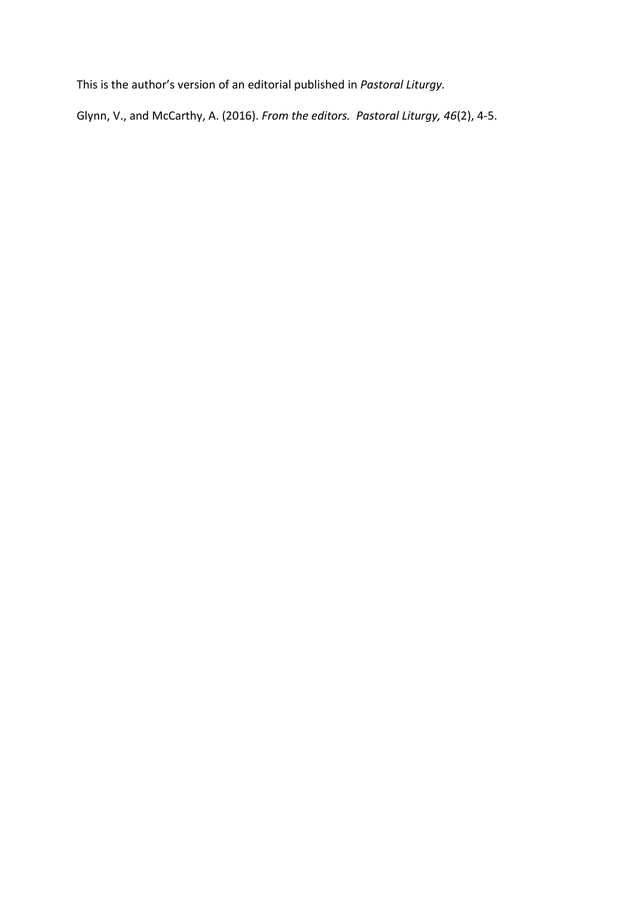This is the author's version of an editorial published in *Pastoral Liturgy.*

Glynn, V., and McCarthy, A. (2016). *From the editors. Pastoral Liturgy, 46*(2), 4-5.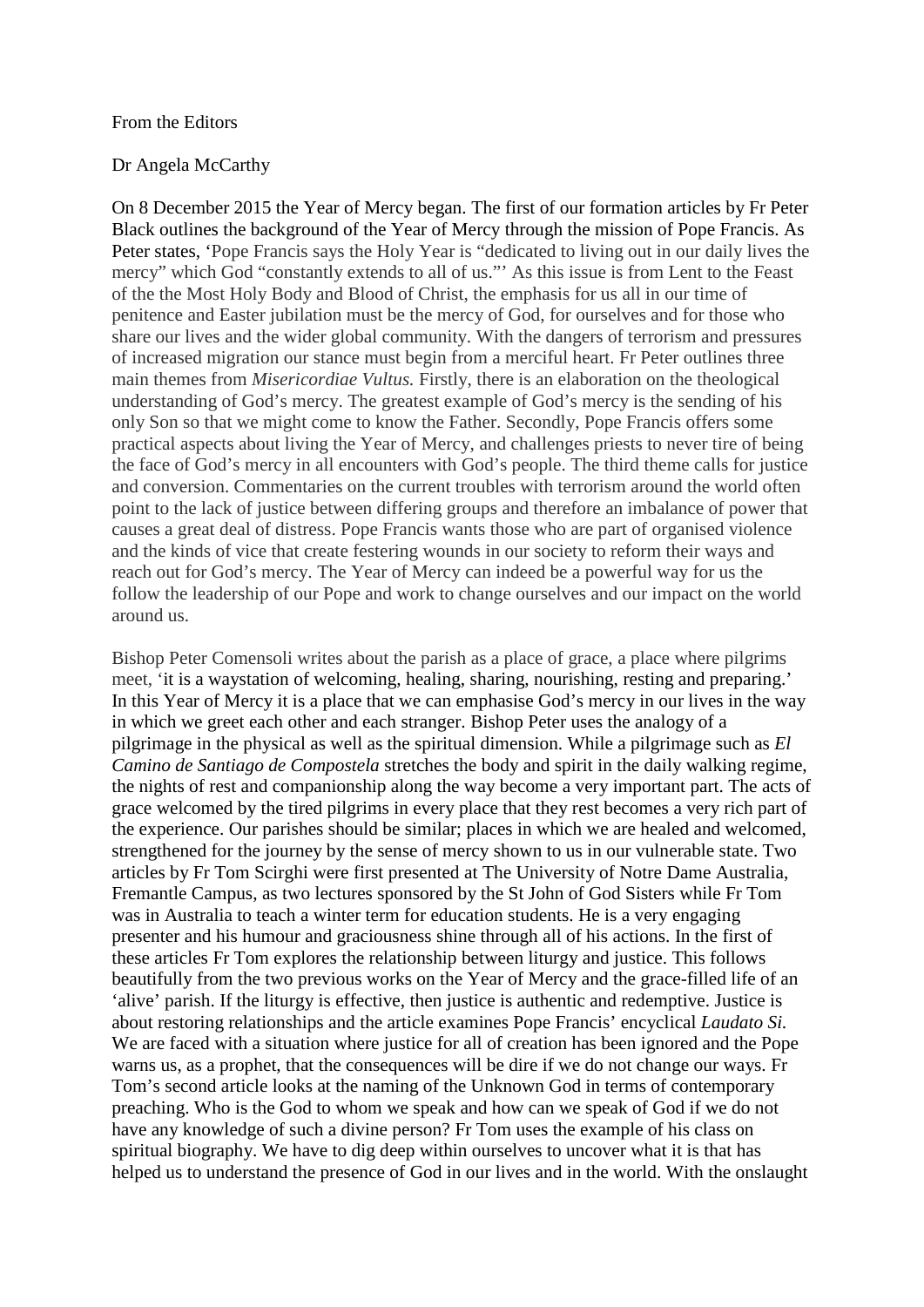From the Editors

Dr Angela McCarthy

On 8 December 2015 the Year of Mercy began. The first of our formation articles by Fr Peter Black outlines the background of the Year of Mercy through the mission of Pope Francis. As Peter states, 'Pope Francis says the Holy Year is "dedicated to living out in our daily lives the mercy" which God "constantly extends to all of us."' As this issue is from Lent to the Feast of the the Most Holy Body and Blood of Christ, the emphasis for us all in our time of penitence and Easter jubilation must be the mercy of God, for ourselves and for those who share our lives and the wider global community. With the dangers of terrorism and pressures of increased migration our stance must begin from a merciful heart. Fr Peter outlines three main themes from *Misericordiae Vultus.* Firstly, there is an elaboration on the theological understanding of God's mercy. The greatest example of God's mercy is the sending of his only Son so that we might come to know the Father. Secondly, Pope Francis offers some practical aspects about living the Year of Mercy, and challenges priests to never tire of being the face of God's mercy in all encounters with God's people. The third theme calls for justice and conversion. Commentaries on the current troubles with terrorism around the world often point to the lack of justice between differing groups and therefore an imbalance of power that causes a great deal of distress. Pope Francis wants those who are part of organised violence and the kinds of vice that create festering wounds in our society to reform their ways and reach out for God's mercy. The Year of Mercy can indeed be a powerful way for us the follow the leadership of our Pope and work to change ourselves and our impact on the world around us.

Bishop Peter Comensoli writes about the parish as a place of grace, a place where pilgrims meet, 'it is a waystation of welcoming, healing, sharing, nourishing, resting and preparing.' In this Year of Mercy it is a place that we can emphasise God's mercy in our lives in the way in which we greet each other and each stranger. Bishop Peter uses the analogy of a pilgrimage in the physical as well as the spiritual dimension. While a pilgrimage such as *El Camino de Santiago de Compostela* stretches the body and spirit in the daily walking regime, the nights of rest and companionship along the way become a very important part. The acts of grace welcomed by the tired pilgrims in every place that they rest becomes a very rich part of the experience. Our parishes should be similar; places in which we are healed and welcomed, strengthened for the journey by the sense of mercy shown to us in our vulnerable state. Two articles by Fr Tom Scirghi were first presented at The University of Notre Dame Australia, Fremantle Campus, as two lectures sponsored by the St John of God Sisters while Fr Tom was in Australia to teach a winter term for education students. He is a very engaging presenter and his humour and graciousness shine through all of his actions. In the first of these articles Fr Tom explores the relationship between liturgy and justice. This follows beautifully from the two previous works on the Year of Mercy and the grace-filled life of an 'alive' parish. If the liturgy is effective, then justice is authentic and redemptive. Justice is about restoring relationships and the article examines Pope Francis' encyclical *Laudato Si.* We are faced with a situation where justice for all of creation has been ignored and the Pope warns us, as a prophet, that the consequences will be dire if we do not change our ways. Fr Tom's second article looks at the naming of the Unknown God in terms of contemporary preaching. Who is the God to whom we speak and how can we speak of God if we do not have any knowledge of such a divine person? Fr Tom uses the example of his class on spiritual biography. We have to dig deep within ourselves to uncover what it is that has helped us to understand the presence of God in our lives and in the world. With the onslaught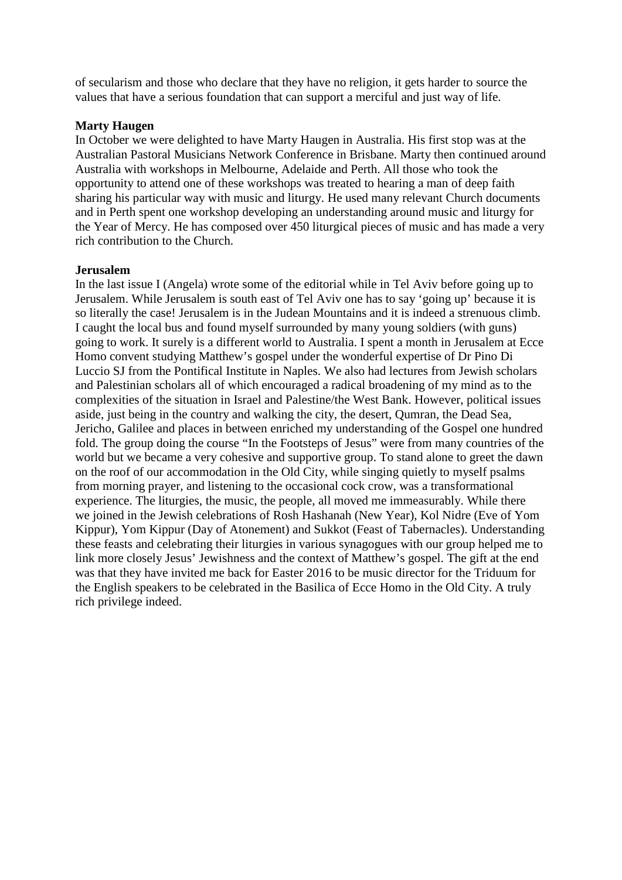of secularism and those who declare that they have no religion, it gets harder to source the values that have a serious foundation that can support a merciful and just way of life.

**Marty Haugen**

In October we were delighted to have Marty Haugen in Australia. His first stop was at the Australian Pastoral Musicians Network Conference in Brisbane. Marty then continued around Australia with workshops in Melbourne, Adelaide and Perth. All those who took the opportunity to attend one of these workshops was treated to hearing a man of deep faith sharing his particular way with music and liturgy. He used many relevant Church documents and in Perth spent one workshop developing an understanding around music and liturgy for the Year of Mercy. He has composed over 450 liturgical pieces of music and has made a very rich contribution to the Church.

**Jerusalem**

In the last issue I (Angela) wrote some of the editorial while in Tel Aviv before going up to Jerusalem. While Jerusalem is south east of Tel Aviv one has to say 'going up' because it is so literally the case! Jerusalem is in the Judean Mountains and it is indeed a strenuous climb. I caught the local bus and found myself surrounded by many young soldiers (with guns) going to work. It surely is a different world to Australia. I spent a month in Jerusalem at Ecce Homo convent studying Matthew's gospel under the wonderful expertise of Dr Pino Di Luccio SJ from the Pontifical Institute in Naples. We also had lectures from Jewish scholars and Palestinian scholars all of which encouraged a radical broadening of my mind as to the complexities of the situation in Israel and Palestine/the West Bank. However, political issues aside, just being in the country and walking the city, the desert, Qumran, the Dead Sea, Jericho, Galilee and places in between enriched my understanding of the Gospel one hundred fold. The group doing the course "In the Footsteps of Jesus" were from many countries of the world but we became a very cohesive and supportive group. To stand alone to greet the dawn on the roof of our accommodation in the Old City, while singing quietly to myself psalms from morning prayer, and listening to the occasional cock crow, was a transformational experience. The liturgies, the music, the people, all moved me immeasurably. While there we joined in the Jewish celebrations of Rosh Hashanah (New Year), Kol Nidre (Eve of Yom Kippur), Yom Kippur (Day of Atonement) and Sukkot (Feast of Tabernacles). Understanding these feasts and celebrating their liturgies in various synagogues with our group helped me to link more closely Jesus' Jewishness and the context of Matthew's gospel. The gift at the end was that they have invited me back for Easter 2016 to be music director for the Triduum for the English speakers to be celebrated in the Basilica of Ecce Homo in the Old City. A truly rich privilege indeed.